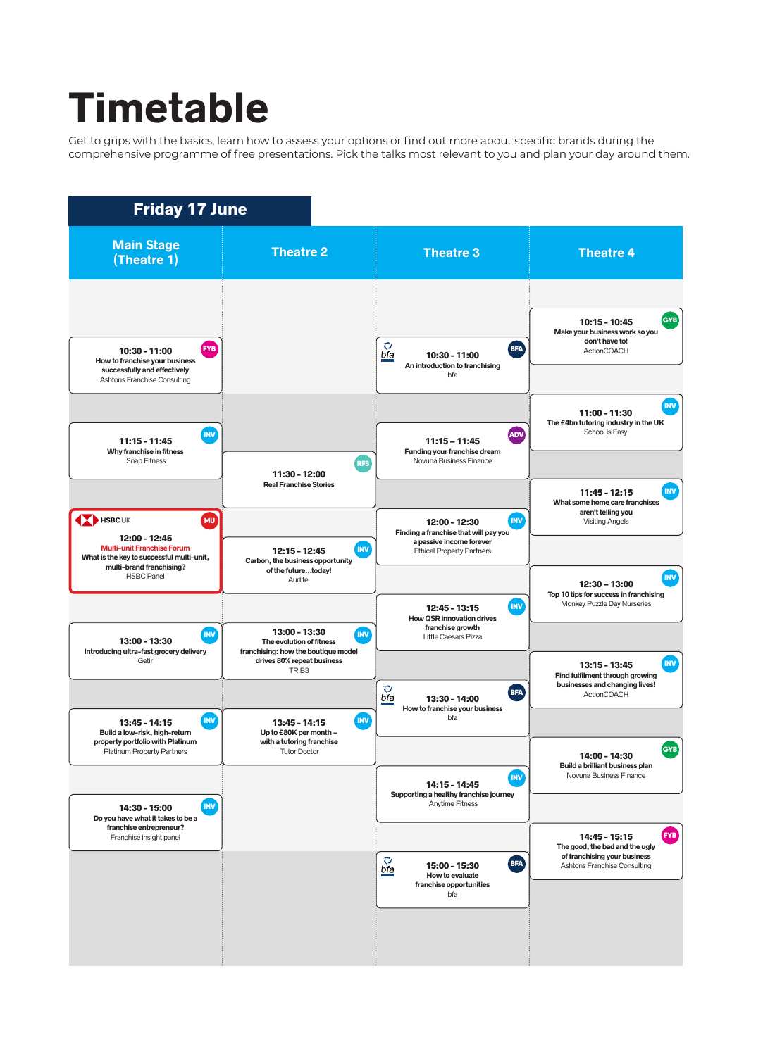# Timetable

Get to grips with the basics, learn how to assess your options or find out more about specific brands during the comprehensive programme of free presentations. Pick the talks most relevant to you and plan your day around them.

## Friday 17 June

### Main Stage (Theatre 1)

- **10:30 - 11:00** (FYB) — How to franchise your business successfully and effectively — Ashtons Franchise Consulting
- **11:15 - 11:45** (INV) — Why franchise in fitness — Snap Fitness
- **12:00 - 12:45** (MU) — HSBC UK — **Multi-unit Franchise Forum** — What is the key to successful multi-unit, multi-brand franchising? — HSBC Panel
- **13:00 - 13:30** (INV) — Introducing ultra-fast grocery delivery — Getir
- **13:45 - 14:15** (INV) — Build a low-risk, high-return property portfolio with Platinum — Platinum Property Partners
- **14:30 - 15:00** (INV) — Do you have what it takes to be a franchise entrepreneur? — Franchise insight panel

### Theatre 2

- **11:30 - 12:00** (RFS) — Real Franchise Stories
- **12:15 - 12:45** (INV) — Carbon, the business opportunity of the future…today! — Auditel
- **13:00 - 13:30** (INV) — The evolution of fitness franchising: how the boutique model drives 80% repeat business — TRIB3
- **13:45 - 14:15** (INV) — Up to £80K per month – with a tutoring franchise — Tutor Doctor

### Theatre 3

- **10:30 - 11:00** (BFA) — An introduction to franchising — bfa
- **11:15 - 11:45** (ADV) — Funding your franchise dream — Novuna Business Finance
- **12:00 - 12:30** (INV) — Finding a franchise that will pay you a passive income forever — Ethical Property Partners
- **12:45 - 13:15** (INV) — How QSR innovation drives franchise growth — Little Caesars Pizza
- **13:30 - 14:00** (BFA) — How to franchise your business — bfa
- **14:15 - 14:45** (INV) — Supporting a healthy franchise journey — Anytime Fitness
- **15:00 - 15:30** (BFA) — How to evaluate franchise opportunities — bfa

### Theatre 4

- **10:15 - 10:45** (GYB) — Make your business work so you don't have to! — ActionCOACH
- **11:00 - 11:30** (INV) — The £4bn tutoring industry in the UK — School is Easy
- **11:45 - 12:15** (INV) — What some home care franchises aren't telling you — Visiting Angels
- **12:30 – 13:00** (INV) — Top 10 tips for success in franchising — Monkey Puzzle Day Nurseries
- **13:15 - 13:45** (INV) — Find fulfilment through growing businesses and changing lives! — ActionCOACH
- **14:00 - 14:30** (GYB) — Build a brilliant business plan — Novuna Business Finance
- **14:45 - 15:15** (FYB) — The good, the bad and the ugly of franchising your business — Ashtons Franchise Consulting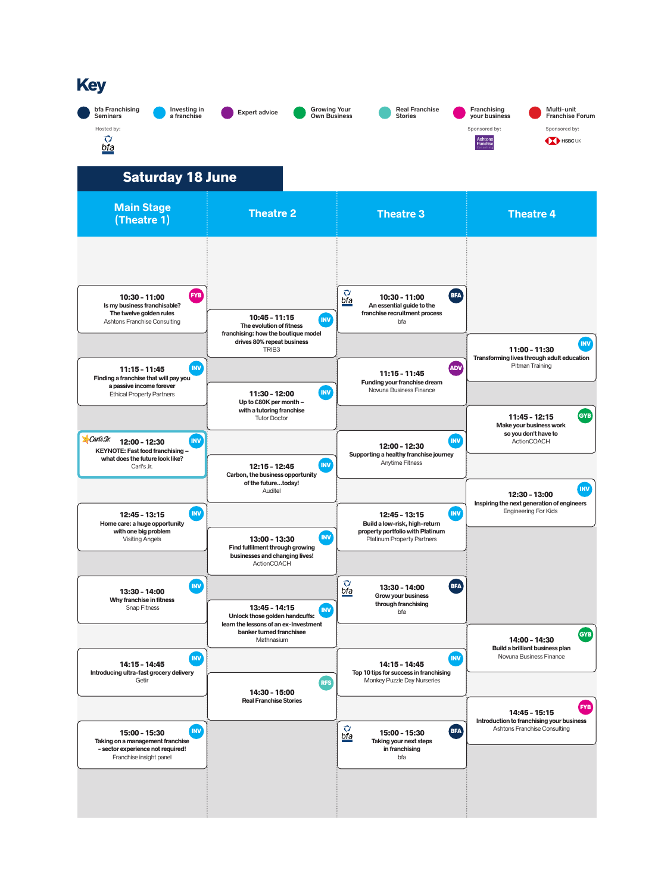# Key

- bfa Franchising Seminars
- Investing in a franchise
- Expert advice
- Growing Your Own Business
- Real Franchise Stories
- Franchising your business
- Multi-unit Franchise Forum

Hosted by: bfa

Sponsored by: Ashtons Franchise Consulting

Sponsored by: HSBC UK

## Saturday 18 June

### Main Stage (Theatre 1)

- **10:30 - 11:00** (FYB) — Is my business franchisable? The twelve golden rules — Ashtons Franchise Consulting
- **11:15 - 11:45** (INV) — Finding a franchise that will pay you a passive income forever — Ethical Property Partners
- **12:00 - 12:30** (INV) — KEYNOTE: Fast food franchising – what does the future look like? — Carl's Jr.
- **12:45 - 13:15** (INV) — Home care: a huge opportunity with one big problem — Visiting Angels
- **13:30 - 14:00** (INV) — Why franchise in fitness — Snap Fitness
- **14:15 - 14:45** (INV) — Introducing ultra-fast grocery delivery — Getir
- **15:00 - 15:30** (INV) — Taking on a management franchise - sector experience not required! — Franchise insight panel

### Theatre 2

- **10:45 - 11:15** (INV) — The evolution of fitness franchising: how the boutique model drives 80% repeat business — TRIB3
- **11:30 - 12:00** (INV) — Up to £80K per month – with a tutoring franchise — Tutor Doctor
- **12:15 - 12:45** (INV) — Carbon, the business opportunity of the future...today! — Auditel
- **13:00 - 13:30** (INV) — Find fulfilment through growing businesses and changing lives! — ActionCOACH
- **13:45 - 14:15** (INV) — Unlock those golden handcuffs: learn the lessons of an ex-Investment banker turned franchisee — Mathnasium
- **14:30 - 15:00** (RFS) — Real Franchise Stories

### Theatre 3

- **10:30 - 11:00** (BFA) — An essential guide to the franchise recruitment process — bfa
- **11:15 - 11:45** (ADV) — Funding your franchise dream — Novuna Business Finance
- **12:00 - 12:30** (INV) — Supporting a healthy franchise journey — Anytime Fitness
- **12:45 - 13:15** (INV) — Build a low-risk, high-return property portfolio with Platinum — Platinum Property Partners
- **13:30 - 14:00** (BFA) — Grow your business through franchising — bfa
- **14:15 - 14:45** (INV) — Top 10 tips for success in franchising — Monkey Puzzle Day Nurseries
- **15:00 - 15:30** (BFA) — Taking your next steps in franchising — bfa

### Theatre 4

- **11:00 - 11:30** (INV) — Transforming lives through adult education — Pitman Training
- **11:45 - 12:15** (GYB) — Make your business work so you don't have to — ActionCOACH
- **12:30 - 13:00** (INV) — Inspiring the next generation of engineers — Engineering For Kids
- **14:00 - 14:30** (GYB) — Build a brilliant business plan — Novuna Business Finance
- **14:45 - 15:15** (FYB) — Introduction to franchising your business — Ashtons Franchise Consulting